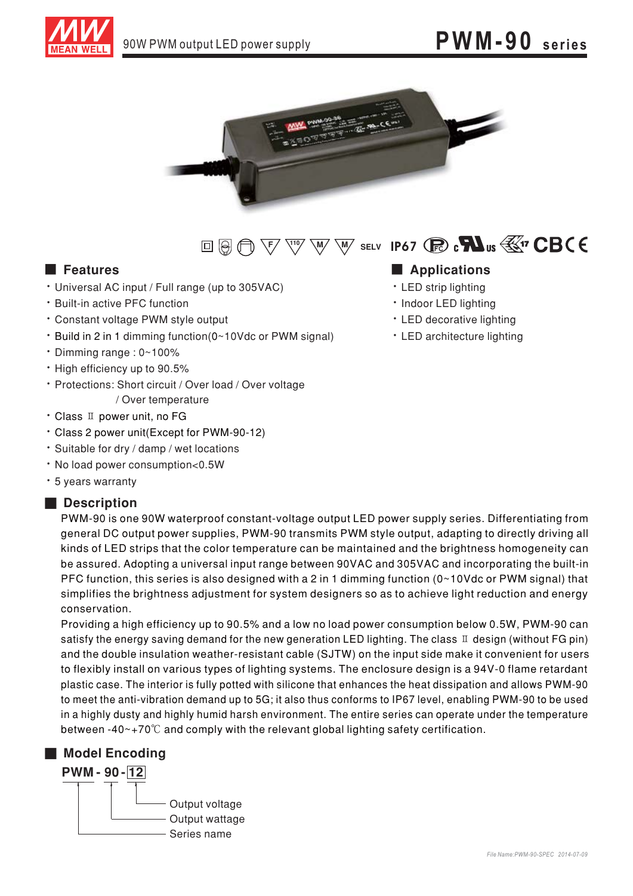# PWM-90 series

90W PWM output LED power supply

SELV IP67

## Features

- Universal AC input / Full range (up to 305VAC)
- Built-in active PFC function
- Constant voltage PWM style output
- Build in 2 in 1 dimming function(0~10Vdc or PWM signal)
- Dimming range : 0~100%
- High efficiency up to 90.5%
- Protections: Short circuit / Over load / Over voltage / Over temperature
- Class Ⅱ power unit, no FG
- Class 2 power unit(Except for PWM-90-12)
- Suitable for dry / damp / wet locations
- No load power consumption<0.5W
- 5 years warranty

## Applications

- LED strip lighting
- Indoor LED lighting
- LED decorative lighting
- LED architecture lighting

## Description

PWM-90 is one 90W waterproof constant-voltage output LED power supply series. Differentiating from general DC output power supplies, PWM-90 transmits PWM style output, adapting to directly driving all kinds of LED strips that the color temperature can be maintained and the brightness homogeneity can be assured. Adopting a universal input range between 90VAC and 305VAC and incorporating the built-in PFC function, this series is also designed with a 2 in 1 dimming function (0~10Vdc or PWM signal) that simplifies the brightness adjustment for system designers so as to achieve light reduction and energy conservation.

Providing a high efficiency up to 90.5% and a low no load power consumption below 0.5W, PWM-90 can satisfy the energy saving demand for the new generation LED lighting. The class Ⅱ design (without FG pin) and the double insulation weather-resistant cable (SJTW) on the input side make it convenient for users to flexibly install on various types of lighting systems. The enclosure design is a 94V-0 flame retardant plastic case. The interior is fully potted with silicone that enhances the heat dissipation and allows PWM-90 to meet the anti-vibration demand up to 5G; it also thus conforms to IP67 level, enabling PWM-90 to be used in a highly dusty and highly humid harsh environment. The entire series can operate under the temperature between -40~+70℃ and comply with the relevant global lighting safety certification.

## Model Encoding

**PWM - 90 - 12**

- 12: Output voltage
- 90: Output wattage
- PWM: Series name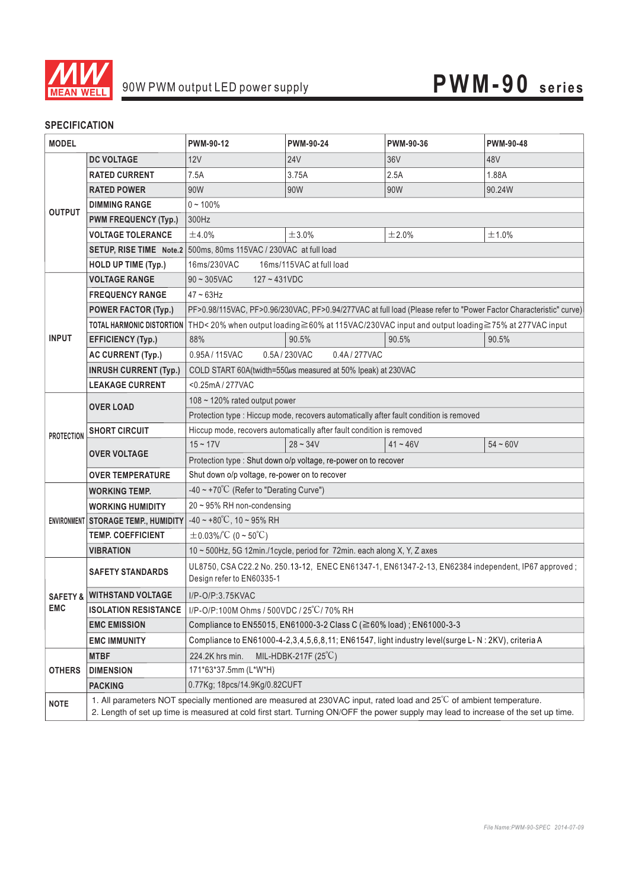# 90W PWM output LED power supply — PWM-90 series

## SPECIFICATION

| MODEL | | PWM-90-12 | PWM-90-24 | PWM-90-36 | PWM-90-48 |
|---|---|---|---|---|---|
| OUTPUT | DC VOLTAGE | 12V | 24V | 36V | 48V |
| | RATED CURRENT | 7.5A | 3.75A | 2.5A | 1.88A |
| | RATED POWER | 90W | 90W | 90W | 90.24W |
| | DIMMING RANGE | 0 ~ 100% | | | |
| | PWM FREQUENCY (Typ.) | 300Hz | | | |
| | VOLTAGE TOLERANCE | ±4.0% | ±3.0% | ±2.0% | ±1.0% |
| | SETUP, RISE TIME Note.2 | 500ms, 80ms 115VAC / 230VAC at full load | | | |
| | HOLD UP TIME (Typ.) | 16ms/230VAC 16ms/115VAC at full load | | | |
| INPUT | VOLTAGE RANGE | 90 ~ 305VAC 127 ~ 431VDC | | | |
| | FREQUENCY RANGE | 47 ~ 63Hz | | | |
| | POWER FACTOR (Typ.) | PF>0.98/115VAC, PF>0.96/230VAC, PF>0.94/277VAC at full load (Please refer to "Power Factor Characteristic" curve) | | | |
| | TOTAL HARMONIC DISTORTION | THD< 20% when output loading≧60% at 115VAC/230VAC input and output loading≧75% at 277VAC input | | | |
| | EFFICIENCY (Typ.) | 88% | 90.5% | 90.5% | 90.5% |
| | AC CURRENT (Typ.) | 0.95A / 115VAC 0.5A / 230VAC 0.4A / 277VAC | | | |
| | INRUSH CURRENT (Typ.) | COLD START 60A(twidth=550μs measured at 50% Ipeak) at 230VAC | | | |
| | LEAKAGE CURRENT | <0.25mA / 277VAC | | | |
| PROTECTION | OVER LOAD | 108 ~ 120% rated output power | | | |
| | | Protection type : Hiccup mode, recovers automatically after fault condition is removed | | | |
| | SHORT CIRCUIT | Hiccup mode, recovers automatically after fault condition is removed | | | |
| | OVER VOLTAGE | 15 ~ 17V | 28 ~ 34V | 41 ~ 46V | 54 ~ 60V |
| | | Protection type : Shut down o/p voltage, re-power on to recover | | | |
| | OVER TEMPERATURE | Shut down o/p voltage, re-power on to recover | | | |
| ENVIRONMENT | WORKING TEMP. | -40 ~ +70℃ (Refer to "Derating Curve") | | | |
| | WORKING HUMIDITY | 20 ~ 95% RH non-condensing | | | |
| | STORAGE TEMP., HUMIDITY | -40 ~ +80℃, 10 ~ 95% RH | | | |
| | TEMP. COEFFICIENT | ±0.03%/℃ (0 ~ 50℃) | | | |
| | VIBRATION | 10 ~ 500Hz, 5G 12min./1cycle, period for 72min. each along X, Y, Z axes | | | |
| SAFETY & EMC | SAFETY STANDARDS | UL8750, CSA C22.2 No. 250.13-12, ENEC EN61347-1, EN61347-2-13, EN62384 independent, IP67 approved ; Design refer to EN60335-1 | | | |
| | WITHSTAND VOLTAGE | I/P-O/P:3.75KVAC | | | |
| | ISOLATION RESISTANCE | I/P-O/P:100M Ohms / 500VDC / 25℃/ 70% RH | | | |
| | EMC EMISSION | Compliance to EN55015, EN61000-3-2 Class C (≧60% load) ; EN61000-3-3 | | | |
| | EMC IMMUNITY | Compliance to EN61000-4-2,3,4,5,6,8,11; EN61547, light industry level(surge L-N : 2KV), criteria A | | | |
| OTHERS | MTBF | 224.2K hrs min. MIL-HDBK-217F (25℃) | | | |
| | DIMENSION | 171*63*37.5mm (L*W*H) | | | |
| | PACKING | 0.77Kg; 18pcs/14.9Kg/0.82CUFT | | | |
| NOTE | 1. All parameters NOT specially mentioned are measured at 230VAC input, rated load and 25℃ of ambient temperature.<br>2. Length of set up time is measured at cold first start. Turning ON/OFF the power supply may lead to increase of the set up time. | | | | |

File Name:PWM-90-SPEC 2014-07-09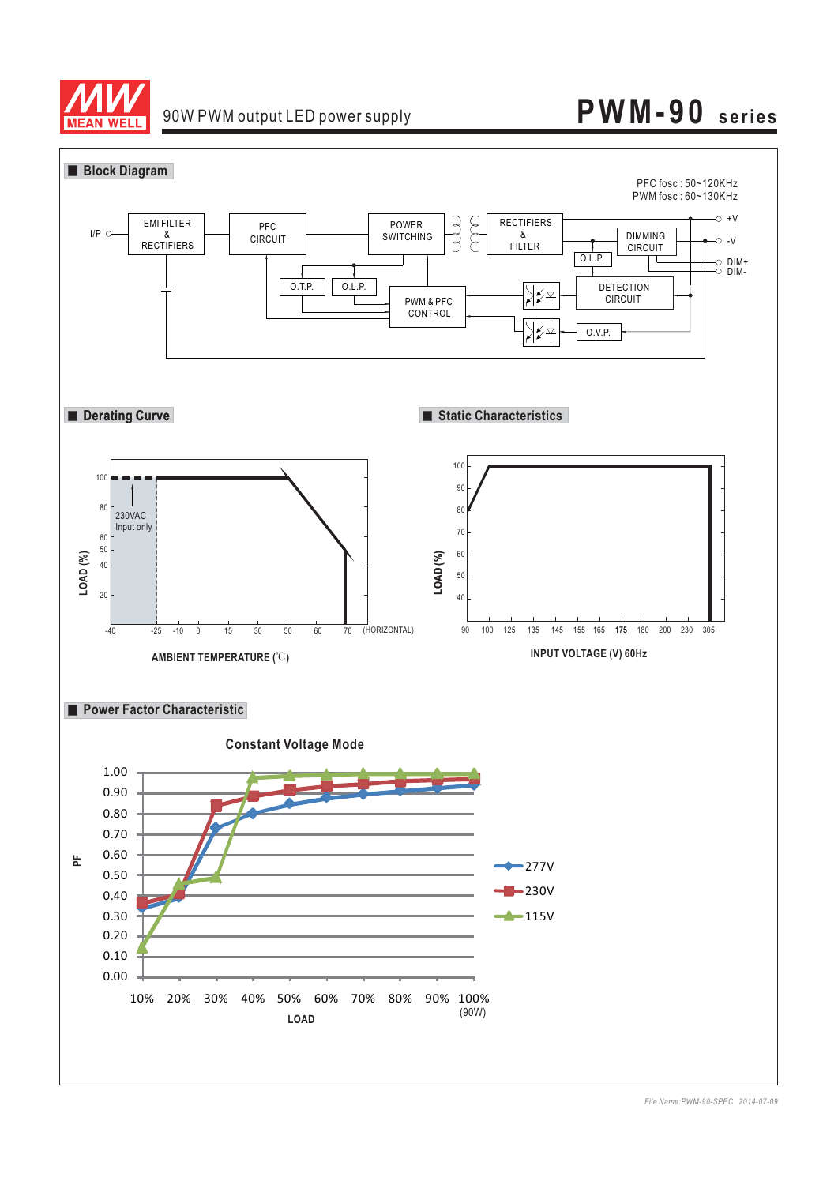90W PWM output LED power supply

# PWM-90 series

## Block Diagram

PFC fosc : 50~120KHz
PWM fosc : 60~130KHz

I/P
EMI FILTER & RECTIFIERS
PFC CIRCUIT
POWER SWITCHING
RECTIFIERS & FILTER
DIMMING CIRCUIT
O.L.P.
DETECTION CIRCUIT
O.V.P.
O.T.P.
O.L.P.
PWM & PFC CONTROL
+V
-V
DIM+
DIM-

## Derating Curve

LOAD (%)
100
80
60
50
40
20
230VAC Input only
-40 -25 -10 0 15 30 50 60 70 (HORIZONTAL)
AMBIENT TEMPERATURE (℃)

## Static Characteristics

LOAD (%)
100
90
80
70
60
50
40
90 100 125 135 145 155 165 175 180 200 230 305
INPUT VOLTAGE (V) 60Hz

## Power Factor Characteristic

Constant Voltage Mode

PF
1.00
0.90
0.80
0.70
0.60
0.50
0.40
0.30
0.20
0.10
0.00
10% 20% 30% 40% 50% 60% 70% 80% 90% 100% (90W)
LOAD

277V
230V
115V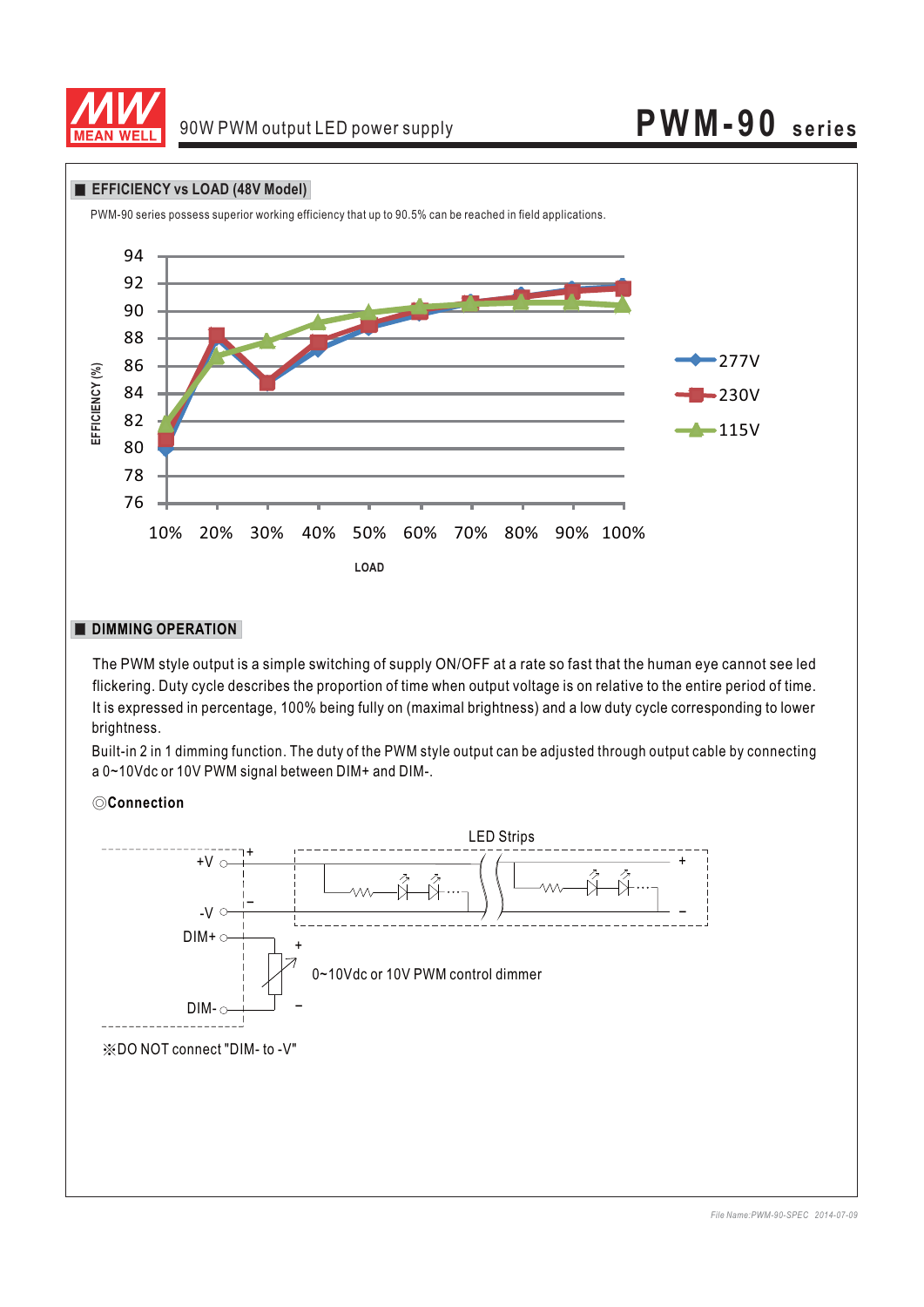## EFFICIENCY vs LOAD (48V Model)

PWM-90 series possess superior working efficiency that up to 90.5% can be reached in field applications.

EFFICIENCY (%)

94
92
90
88
86
84
82
80
78
76

10% 20% 30% 40% 50% 60% 70% 80% 90% 100%

LOAD

277V
230V
115V

## DIMMING OPERATION

The PWM style output is a simple switching of supply ON/OFF at a rate so fast that the human eye cannot see led flickering. Duty cycle describes the proportion of time when output voltage is on relative to the entire period of time. It is expressed in percentage, 100% being fully on (maximal brightness) and a low duty cycle corresponding to lower brightness.

Built-in 2 in 1 dimming function. The duty of the PWM style output can be adjusted through output cable by connecting a 0~10Vdc or 10V PWM signal between DIM+ and DIM-.

◎**Connection**

LED Strips

+V
-V
DIM+
DIM-
+
-
0~10Vdc or 10V PWM control dimmer

※DO NOT connect "DIM- to -V"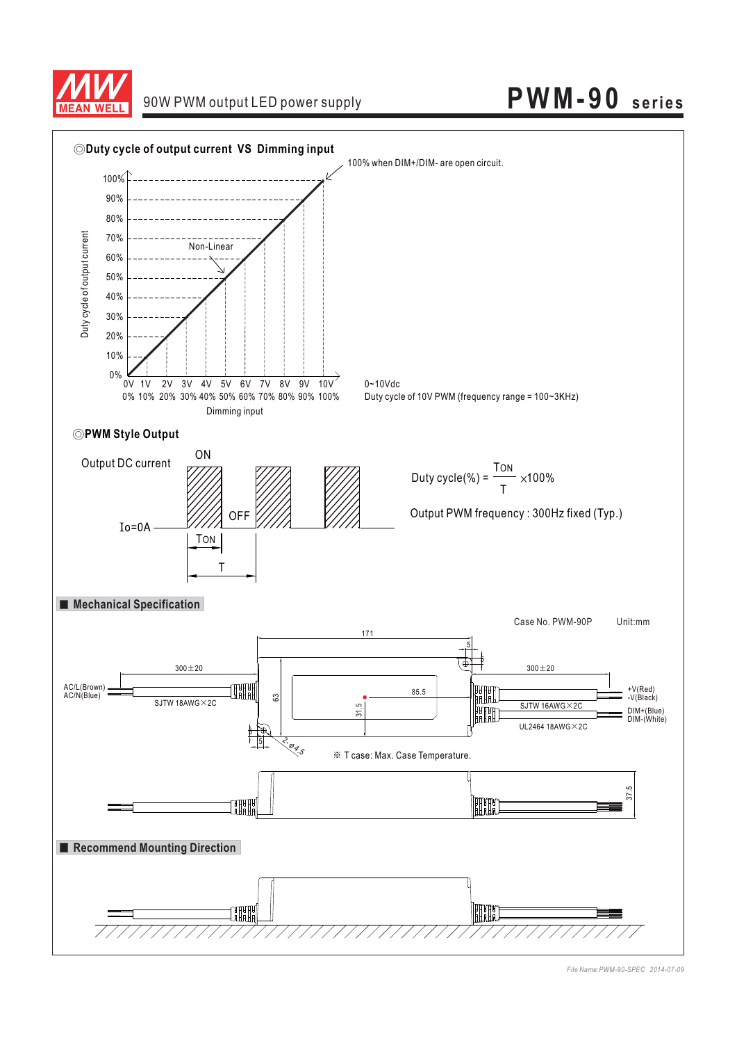# 90W PWM output LED power supply — PWM-90 series

## ◎Duty cycle of output current VS Dimming input

100% when DIM+/DIM- are open circuit.

Duty cycle of output current

100%
90%
80%
70%
60%
50%
40%
30%
20%
10%
0%

Non-Linear

0V 1V 2V 3V 4V 5V 6V 7V 8V 9V 10V
0% 10% 20% 30% 40% 50% 60% 70% 80% 90% 100%

Dimming input

0~10Vdc
Duty cycle of 10V PWM (frequency range = 100~3KHz)

## ◎PWM Style Output

Output DC current

ON

OFF

Io=0A

TON

T

$$\text{Duty cycle}(\%) = \frac{T_{ON}}{T} \times 100\%$$

Output PWM frequency : 300Hz fixed (Typ.)

## ■ Mechanical Specification

Case No. PWM-90P Unit:mm

171

5

300±20

300±20

AC/L(Brown)
AC/N(Blue)

SJTW 18AWG×2C

63

85.5

31.5

+V(Red)
-V(Black)

SJTW 16AWG×2C

DIM+(Blue)
DIM-(White)

UL2464 18AWG×2C

5

2-ø4.5

※ T case: Max. Case Temperature.

37.5

## ■ Recommend Mounting Direction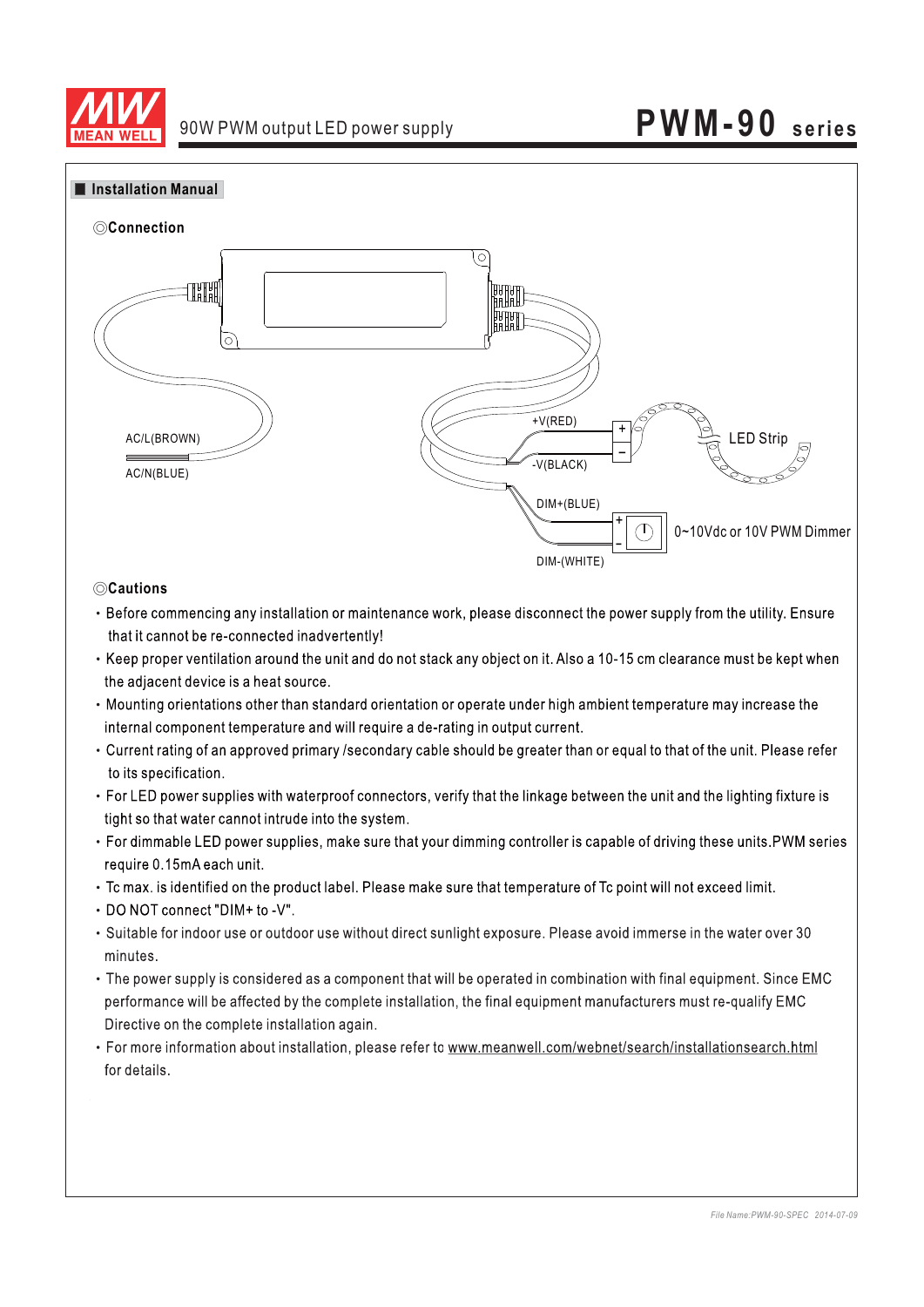## Installation Manual

### ◎Connection

AC/L(BROWN)

AC/N(BLUE)

+V(RED)

-V(BLACK)

LED Strip

DIM+(BLUE)

DIM-(WHITE)

0~10Vdc or 10V PWM Dimmer

### ◎Cautions

- Before commencing any installation or maintenance work, please disconnect the power supply from the utility. Ensure that it cannot be re-connected inadvertently!
- Keep proper ventilation around the unit and do not stack any object on it. Also a 10-15 cm clearance must be kept when the adjacent device is a heat source.
- Mounting orientations other than standard orientation or operate under high ambient temperature may increase the internal component temperature and will require a de-rating in output current.
- Current rating of an approved primary /secondary cable should be greater than or equal to that of the unit. Please refer to its specification.
- For LED power supplies with waterproof connectors, verify that the linkage between the unit and the lighting fixture is tight so that water cannot intrude into the system.
- For dimmable LED power supplies, make sure that your dimming controller is capable of driving these units.PWM series require 0.15mA each unit.
- Tc max. is identified on the product label. Please make sure that temperature of Tc point will not exceed limit.
- DO NOT connect "DIM+ to -V".
- Suitable for indoor use or outdoor use without direct sunlight exposure. Please avoid immerse in the water over 30 minutes.
- The power supply is considered as a component that will be operated in combination with final equipment. Since EMC performance will be affected by the complete installation, the final equipment manufacturers must re-qualify EMC Directive on the complete installation again.
- For more information about installation, please refer to www.meanwell.com/webnet/search/installationsearch.html for details.